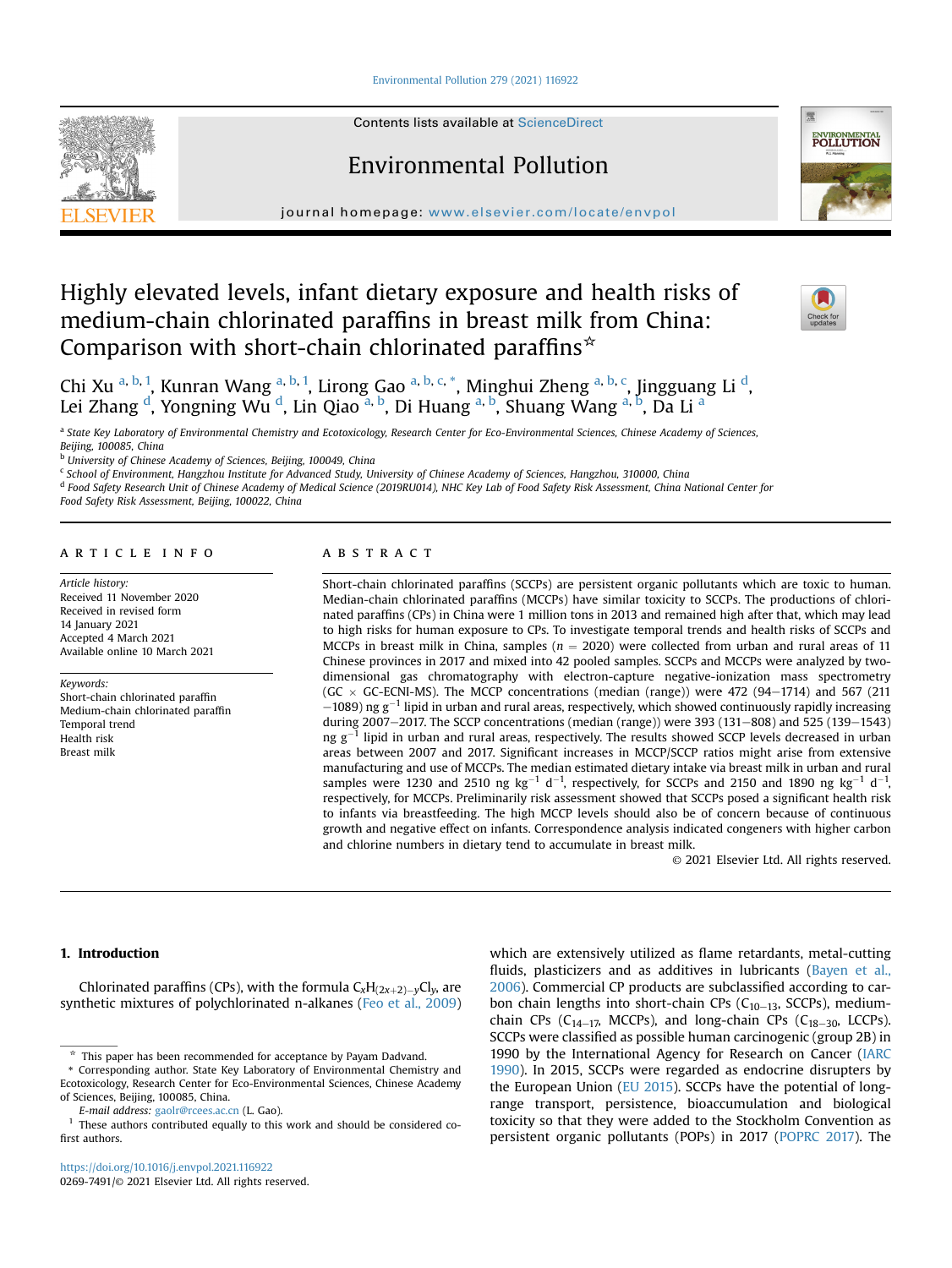# Highly elevated levels, infant dietary exposure and health risks of medium-chain chlorinated paraffins in breast milk from China: Comparison with short-chain chlorinated paraffins[☆]

Chi Xu [a, b, 1], Kunran Wang [a, b, 1], Lirong Gao [a, b, c, *], Minghui Zheng [a, b, c], Jingguang Li [d], Lei Zhang [d], Yongning Wu [d], Lin Qiao [a, b], Di Huang [a, b], Shuang Wang [a, b], Da Li [a]

[a] State Key Laboratory of Environmental Chemistry and Ecotoxicology, Research Center for Eco-Environmental Sciences, Chinese Academy of Sciences, Beijing, 100085, China

[b] University of Chinese Academy of Sciences, Beijing, 100049, China

[c] School of Environment, Hangzhou Institute for Advanced Study, University of Chinese Academy of Sciences, Hangzhou, 310000, China

[d] Food Safety Research Unit of Chinese Academy of Medical Science (2019RU014), NHC Key Lab of Food Safety Risk Assessment, China National Center for Food Safety Risk Assessment, Beijing, 100022, China

## ARTICLE INFO

*Article history:*
Received 11 November 2020
Received in revised form 14 January 2021
Accepted 4 March 2021
Available online 10 March 2021

*Keywords:*
Short-chain chlorinated paraffin
Medium-chain chlorinated paraffin
Temporal trend
Health risk
Breast milk

## ABSTRACT

Short-chain chlorinated paraffins (SCCPs) are persistent organic pollutants which are toxic to human. Median-chain chlorinated paraffins (MCCPs) have similar toxicity to SCCPs. The productions of chlorinated paraffins (CPs) in China were 1 million tons in 2013 and remained high after that, which may lead to high risks for human exposure to CPs. To investigate temporal trends and health risks of SCCPs and MCCPs in breast milk in China, samples ($n = 2020$) were collected from urban and rural areas of 11 Chinese provinces in 2017 and mixed into 42 pooled samples. SCCPs and MCCPs were analyzed by two-dimensional gas chromatography with electron-capture negative-ionization mass spectrometry (GC × GC-ECNI-MS). The MCCP concentrations (median (range)) were 472 (94−1714) and 567 (211−1089) ng $g^{-1}$ lipid in urban and rural areas, respectively, which showed continuously rapidly increasing during 2007−2017. The SCCP concentrations (median (range)) were 393 (131−808) and 525 (139−1543) ng $g^{-1}$ lipid in urban and rural areas, respectively. The results showed SCCP levels decreased in urban areas between 2007 and 2017. Significant increases in MCCP/SCCP ratios might arise from extensive manufacturing and use of MCCPs. The median estimated dietary intake via breast milk in urban and rural samples were 1230 and 2510 ng $kg^{-1}$ $d^{-1}$, respectively, for SCCPs and 2150 and 1890 ng $kg^{-1}$ $d^{-1}$, respectively, for MCCPs. Preliminarily risk assessment showed that SCCPs posed a significant health risk to infants via breastfeeding. The high MCCP levels should also be of concern because of continuous growth and negative effect on infants. Correspondence analysis indicated congeners with higher carbon and chlorine numbers in dietary tend to accumulate in breast milk.

© 2021 Elsevier Ltd. All rights reserved.

## 1. Introduction

Chlorinated paraffins (CPs), with the formula $C_xH_{(2x+2)-y}Cl_y$, are synthetic mixtures of polychlorinated n-alkanes (Feo et al., 2009) which are extensively utilized as flame retardants, metal-cutting fluids, plasticizers and as additives in lubricants (Bayen et al., 2006). Commercial CP products are subclassified according to carbon chain lengths into short-chain CPs ($C_{10-13}$, SCCPs), medium-chain CPs ($C_{14-17}$, MCCPs), and long-chain CPs ($C_{18-30}$, LCCPs). SCCPs were classified as possible human carcinogenic (group 2B) in 1990 by the International Agency for Research on Cancer (IARC 1990). In 2015, SCCPs were regarded as endocrine disrupters by the European Union (EU 2015). SCCPs have the potential of long-range transport, persistence, bioaccumulation and biological toxicity so that they were added to the Stockholm Convention as persistent organic pollutants (POPs) in 2017 (POPRC 2017). The

---

☆ This paper has been recommended for acceptance by Payam Dadvand.

\* Corresponding author. State Key Laboratory of Environmental Chemistry and Ecotoxicology, Research Center for Eco-Environmental Sciences, Chinese Academy of Sciences, Beijing, 100085, China.

*E-mail address:* gaolr@rcees.ac.cn (L. Gao).

[1] These authors contributed equally to this work and should be considered co-first authors.

https://doi.org/10.1016/j.envpol.2021.116922
0269-7491/© 2021 Elsevier Ltd. All rights reserved.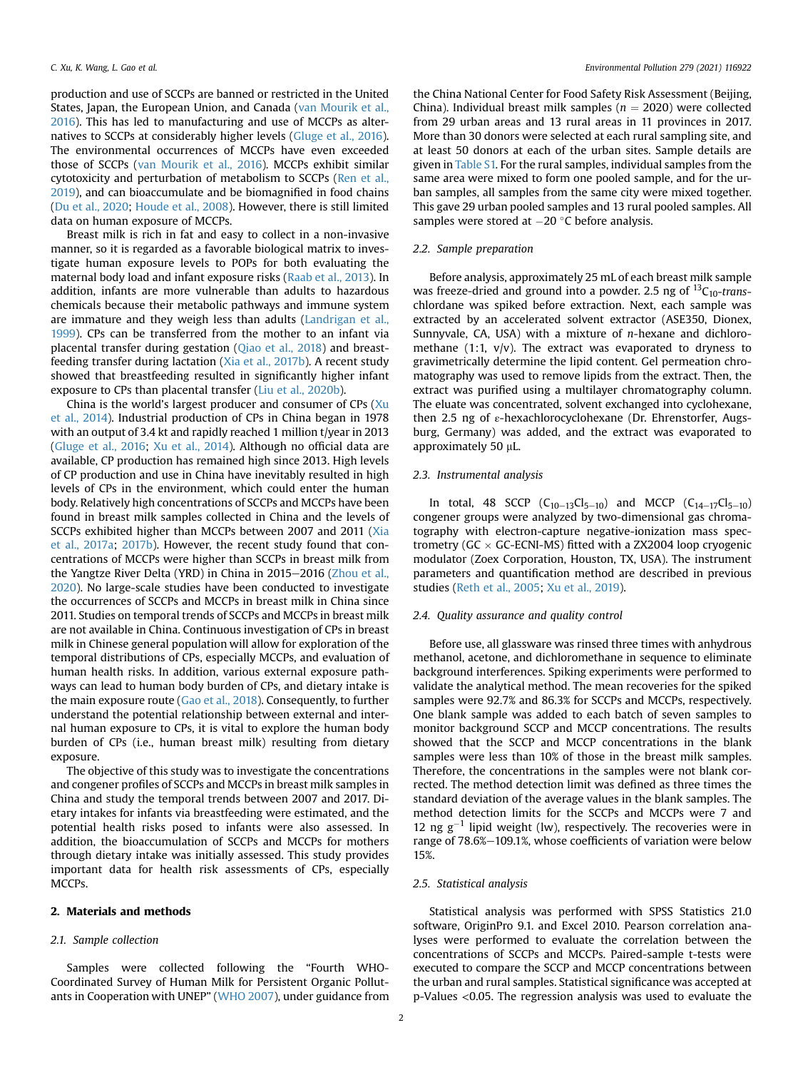production and use of SCCPs are banned or restricted in the United States, Japan, the European Union, and Canada (van Mourik et al., 2016). This has led to manufacturing and use of MCCPs as alternatives to SCCPs at considerably higher levels (Gluge et al., 2016). The environmental occurrences of MCCPs have even exceeded those of SCCPs (van Mourik et al., 2016). MCCPs exhibit similar cytotoxicity and perturbation of metabolism to SCCPs (Ren et al., 2019), and can bioaccumulate and be biomagnified in food chains (Du et al., 2020; Houde et al., 2008). However, there is still limited data on human exposure of MCCPs.

Breast milk is rich in fat and easy to collect in a non-invasive manner, so it is regarded as a favorable biological matrix to investigate human exposure levels to POPs for both evaluating the maternal body load and infant exposure risks (Raab et al., 2013). In addition, infants are more vulnerable than adults to hazardous chemicals because their metabolic pathways and immune system are immature and they weigh less than adults (Landrigan et al., 1999). CPs can be transferred from the mother to an infant via placental transfer during gestation (Qiao et al., 2018) and breastfeeding transfer during lactation (Xia et al., 2017b). A recent study showed that breastfeeding resulted in significantly higher infant exposure to CPs than placental transfer (Liu et al., 2020b).

China is the world's largest producer and consumer of CPs (Xu et al., 2014). Industrial production of CPs in China began in 1978 with an output of 3.4 kt and rapidly reached 1 million t/year in 2013 (Gluge et al., 2016; Xu et al., 2014). Although no official data are available, CP production has remained high since 2013. High levels of CP production and use in China have inevitably resulted in high levels of CPs in the environment, which could enter the human body. Relatively high concentrations of SCCPs and MCCPs have been found in breast milk samples collected in China and the levels of SCCPs exhibited higher than MCCPs between 2007 and 2011 (Xia et al., 2017a; 2017b). However, the recent study found that concentrations of MCCPs were higher than SCCPs in breast milk from the Yangtze River Delta (YRD) in China in 2015–2016 (Zhou et al., 2020). No large-scale studies have been conducted to investigate the occurrences of SCCPs and MCCPs in breast milk in China since 2011. Studies on temporal trends of SCCPs and MCCPs in breast milk are not available in China. Continuous investigation of CPs in breast milk in Chinese general population will allow for exploration of the temporal distributions of CPs, especially MCCPs, and evaluation of human health risks. In addition, various external exposure pathways can lead to human body burden of CPs, and dietary intake is the main exposure route (Gao et al., 2018). Consequently, to further understand the potential relationship between external and internal human exposure to CPs, it is vital to explore the human body burden of CPs (i.e., human breast milk) resulting from dietary exposure.

The objective of this study was to investigate the concentrations and congener profiles of SCCPs and MCCPs in breast milk samples in China and study the temporal trends between 2007 and 2017. Dietary intakes for infants via breastfeeding were estimated, and the potential health risks posed to infants were also assessed. In addition, the bioaccumulation of SCCPs and MCCPs for mothers through dietary intake was initially assessed. This study provides important data for health risk assessments of CPs, especially MCCPs.

## 2. Materials and methods

### 2.1. Sample collection

Samples were collected following the "Fourth WHO-Coordinated Survey of Human Milk for Persistent Organic Pollutants in Cooperation with UNEP" (WHO 2007), under guidance from the China National Center for Food Safety Risk Assessment (Beijing, China). Individual breast milk samples ($n = 2020$) were collected from 29 urban areas and 13 rural areas in 11 provinces in 2017. More than 30 donors were selected at each rural sampling site, and at least 50 donors at each of the urban sites. Sample details are given in Table S1. For the rural samples, individual samples from the same area were mixed to form one pooled sample, and for the urban samples, all samples from the same city were mixed together. This gave 29 urban pooled samples and 13 rural pooled samples. All samples were stored at −20 °C before analysis.

### 2.2. Sample preparation

Before analysis, approximately 25 mL of each breast milk sample was freeze-dried and ground into a powder. 2.5 ng of $^{13}C_{10}$-*trans*-chlordane was spiked before extraction. Next, each sample was extracted by an accelerated solvent extractor (ASE350, Dionex, Sunnyvale, CA, USA) with a mixture of *n*-hexane and dichloromethane (1:1, v/v). The extract was evaporated to dryness to gravimetrically determine the lipid content. Gel permeation chromatography was used to remove lipids from the extract. Then, the extract was purified using a multilayer chromatography column. The eluate was concentrated, solvent exchanged into cyclohexane, then 2.5 ng of ε-hexachlorocyclohexane (Dr. Ehrenstorfer, Augsburg, Germany) was added, and the extract was evaporated to approximately 50 μL.

### 2.3. Instrumental analysis

In total, 48 SCCP ($C_{10-13}Cl_{5-10}$) and MCCP ($C_{14-17}Cl_{5-10}$) congener groups were analyzed by two-dimensional gas chromatography with electron-capture negative-ionization mass spectrometry (GC × GC-ECNI-MS) fitted with a ZX2004 loop cryogenic modulator (Zoex Corporation, Houston, TX, USA). The instrument parameters and quantification method are described in previous studies (Reth et al., 2005; Xu et al., 2019).

### 2.4. Quality assurance and quality control

Before use, all glassware was rinsed three times with anhydrous methanol, acetone, and dichloromethane in sequence to eliminate background interferences. Spiking experiments were performed to validate the analytical method. The mean recoveries for the spiked samples were 92.7% and 86.3% for SCCPs and MCCPs, respectively. One blank sample was added to each batch of seven samples to monitor background SCCP and MCCP concentrations. The results showed that the SCCP and MCCP concentrations in the blank samples were less than 10% of those in the breast milk samples. Therefore, the concentrations in the samples were not blank corrected. The method detection limit was defined as three times the standard deviation of the average values in the blank samples. The method detection limits for the SCCPs and MCCPs were 7 and 12 ng $g^{-1}$ lipid weight (lw), respectively. The recoveries were in range of 78.6%–109.1%, whose coefficients of variation were below 15%.

### 2.5. Statistical analysis

Statistical analysis was performed with SPSS Statistics 21.0 software, OriginPro 9.1. and Excel 2010. Pearson correlation analyses were performed to evaluate the correlation between the concentrations of SCCPs and MCCPs. Paired-sample t-tests were executed to compare the SCCP and MCCP concentrations between the urban and rural samples. Statistical significance was accepted at p-Values <0.05. The regression analysis was used to evaluate the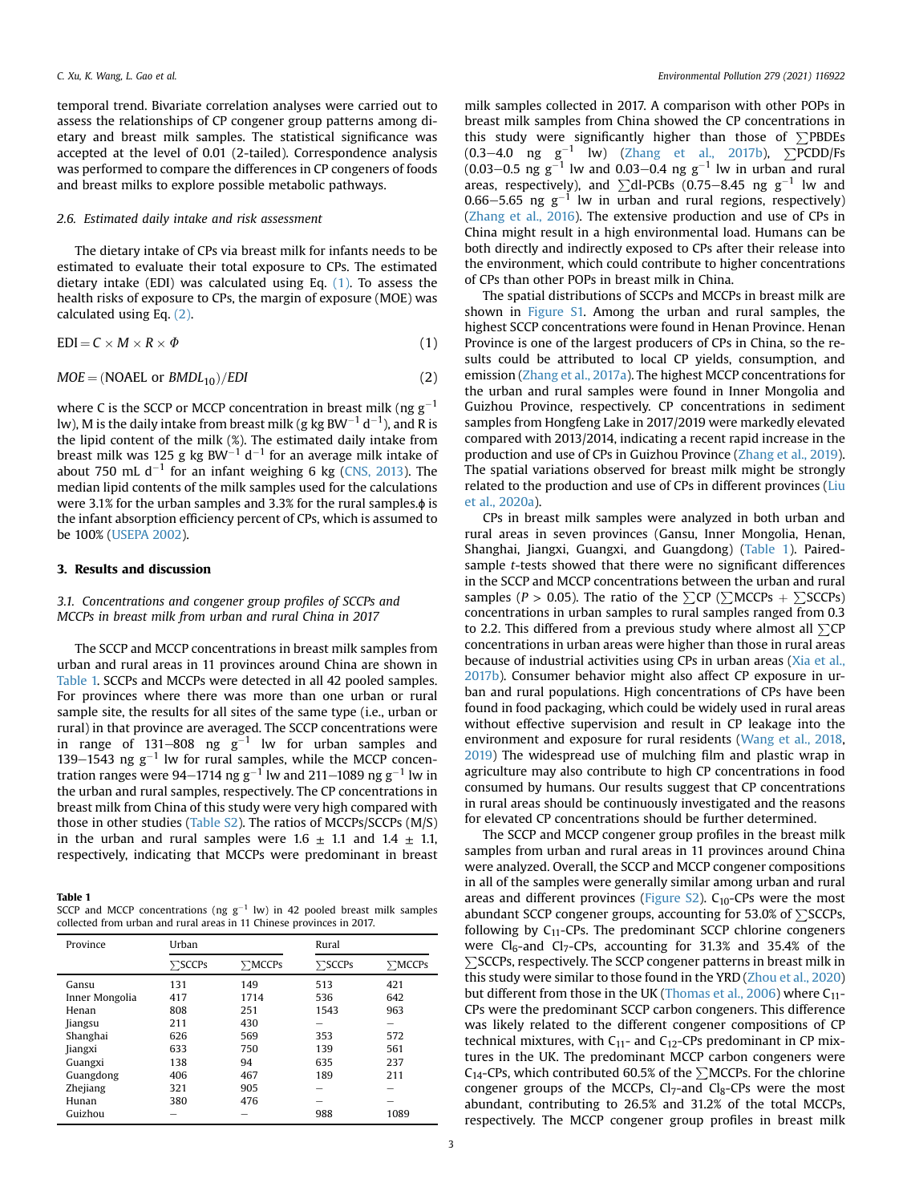temporal trend. Bivariate correlation analyses were carried out to assess the relationships of CP congener group patterns among dietary and breast milk samples. The statistical significance was accepted at the level of 0.01 (2-tailed). Correspondence analysis was performed to compare the differences in CP congeners of foods and breast milks to explore possible metabolic pathways.

### 2.6. Estimated daily intake and risk assessment

The dietary intake of CPs via breast milk for infants needs to be estimated to evaluate their total exposure to CPs. The estimated dietary intake (EDI) was calculated using Eq. (1). To assess the health risks of exposure to CPs, the margin of exposure (MOE) was calculated using Eq. (2).

$$\text{EDI} = C \times M \times R \times \Phi \tag{1}$$

$$MOE = (\text{NOAEL or } BMDL_{10})/EDI \tag{2}$$

where C is the SCCP or MCCP concentration in breast milk (ng $g^{-1}$ lw), M is the daily intake from breast milk (g kg $BW^{-1}$ $d^{-1}$), and R is the lipid content of the milk (%). The estimated daily intake from breast milk was 125 g kg $BW^{-1}$ $d^{-1}$ for an average milk intake of about 750 mL $d^{-1}$ for an infant weighing 6 kg (CNS, 2013). The median lipid contents of the milk samples used for the calculations were 3.1% for the urban samples and 3.3% for the rural samples.$\phi$ is the infant absorption efficiency percent of CPs, which is assumed to be 100% (USEPA 2002).

## 3. Results and discussion

### 3.1. Concentrations and congener group profiles of SCCPs and MCCPs in breast milk from urban and rural China in 2017

The SCCP and MCCP concentrations in breast milk samples from urban and rural areas in 11 provinces around China are shown in Table 1. SCCPs and MCCPs were detected in all 42 pooled samples. For provinces where there was more than one urban or rural sample site, the results for all sites of the same type (i.e., urban or rural) in that province are averaged. The SCCP concentrations were in range of 131–808 ng $g^{-1}$ lw for urban samples and 139–1543 ng $g^{-1}$ lw for rural samples, while the MCCP concentration ranges were 94–1714 ng $g^{-1}$ lw and 211–1089 ng $g^{-1}$ lw in the urban and rural samples, respectively. The CP concentrations in breast milk from China of this study were very high compared with those in other studies (Table S2). The ratios of MCCPs/SCCPs (M/S) in the urban and rural samples were 1.6 ± 1.1 and 1.4 ± 1.1, respectively, indicating that MCCPs were predominant in breast milk samples collected in 2017. A comparison with other POPs in breast milk samples from China showed the CP concentrations in this study were significantly higher than those of ∑PBDEs (0.3–4.0 ng $g^{-1}$ lw) (Zhang et al., 2017b), ∑PCDD/Fs (0.03–0.5 ng $g^{-1}$ lw and 0.03–0.4 ng $g^{-1}$ lw in urban and rural areas, respectively), and ∑dl-PCBs (0.75–8.45 ng $g^{-1}$ lw and 0.66–5.65 ng $g^{-1}$ lw in urban and rural regions, respectively) (Zhang et al., 2016). The extensive production and use of CPs in China might result in a high environmental load. Humans can be both directly and indirectly exposed to CPs after their release into the environment, which could contribute to higher concentrations of CPs than other POPs in breast milk in China.

**Table 1**
SCCP and MCCP concentrations (ng $g^{-1}$ lw) in 42 pooled breast milk samples collected from urban and rural areas in 11 Chinese provinces in 2017.

| Province | Urban | | Rural | |
|---|---|---|---|---|
| | ∑SCCPs | ∑MCCPs | ∑SCCPs | ∑MCCPs |
| Gansu | 131 | 149 | 513 | 421 |
| Inner Mongolia | 417 | 1714 | 536 | 642 |
| Henan | 808 | 251 | 1543 | 963 |
| Jiangsu | 211 | 430 | – | – |
| Shanghai | 626 | 569 | 353 | 572 |
| Jiangxi | 633 | 750 | 139 | 561 |
| Guangxi | 138 | 94 | 635 | 237 |
| Guangdong | 406 | 467 | 189 | 211 |
| Zhejiang | 321 | 905 | – | – |
| Hunan | 380 | 476 | – | – |
| Guizhou | – | – | 988 | 1089 |

The spatial distributions of SCCPs and MCCPs in breast milk are shown in Figure S1. Among the urban and rural samples, the highest SCCP concentrations were found in Henan Province. Henan Province is one of the largest producers of CPs in China, so the results could be attributed to local CP yields, consumption, and emission (Zhang et al., 2017a). The highest MCCP concentrations for the urban and rural samples were found in Inner Mongolia and Guizhou Province, respectively. CP concentrations in sediment samples from Hongfeng Lake in 2017/2019 were markedly elevated compared with 2013/2014, indicating a recent rapid increase in the production and use of CPs in Guizhou Province (Zhang et al., 2019). The spatial variations observed for breast milk might be strongly related to the production and use of CPs in different provinces (Liu et al., 2020a).

CPs in breast milk samples were analyzed in both urban and rural areas in seven provinces (Gansu, Inner Mongolia, Henan, Shanghai, Jiangxi, Guangxi, and Guangdong) (Table 1). Paired-sample *t*-tests showed that there were no significant differences in the SCCP and MCCP concentrations between the urban and rural samples ($P > 0.05$). The ratio of the ∑CP (∑MCCPs + ∑SCCPs) concentrations in urban samples to rural samples varied from 0.3 to 2.2. This differed from a previous study where almost all ∑CP concentrations in urban areas were higher than those in rural areas because of industrial activities using CPs in urban areas (Xia et al., 2017b). Consumer behavior might also affect CP exposure in urban and rural populations. High concentrations of CPs have been found in food packaging, which could be widely used in rural areas without effective supervision and result in CP leakage into the environment and exposure for rural residents (Wang et al., 2018, 2019) The widespread use of mulching film and plastic wrap in agriculture may also contribute to high CP concentrations in food consumed by humans. Our results suggest that CP concentrations in rural areas should be continuously investigated and the reasons for elevated CP concentrations should be further determined.

The SCCP and MCCP congener group profiles in the breast milk samples from urban and rural areas in 11 provinces around China were analyzed. Overall, the SCCP and MCCP congener compositions in all of the samples were generally similar among urban and rural areas and different provinces (Figure S2). $C_{10}$-CPs were the most abundant SCCP congener groups, accounting for 53.0% of ∑SCCPs, following by $C_{11}$-CPs. The predominant SCCP chlorine congeners were $Cl_6$-and $Cl_7$-CPs, accounting for 31.3% and 35.4% of the ∑SCCPs, respectively. The SCCP congener patterns in breast milk in this study were similar to those found in the YRD (Zhou et al., 2020) but different from those in the UK (Thomas et al., 2006) where $C_{11}$-CPs were the predominant SCCP carbon congeners. This difference was likely related to the different congener compositions of CP technical mixtures, with $C_{11}$- and $C_{12}$-CPs predominant in CP mixtures in the UK. The predominant MCCP carbon congeners were $C_{14}$-CPs, which contributed 60.5% of the ∑MCCPs. For the chlorine congener groups of the MCCPs, $Cl_7$-and $Cl_8$-CPs were the most abundant, contributing to 26.5% and 31.2% of the total MCCPs, respectively. The MCCP congener group profiles in breast milk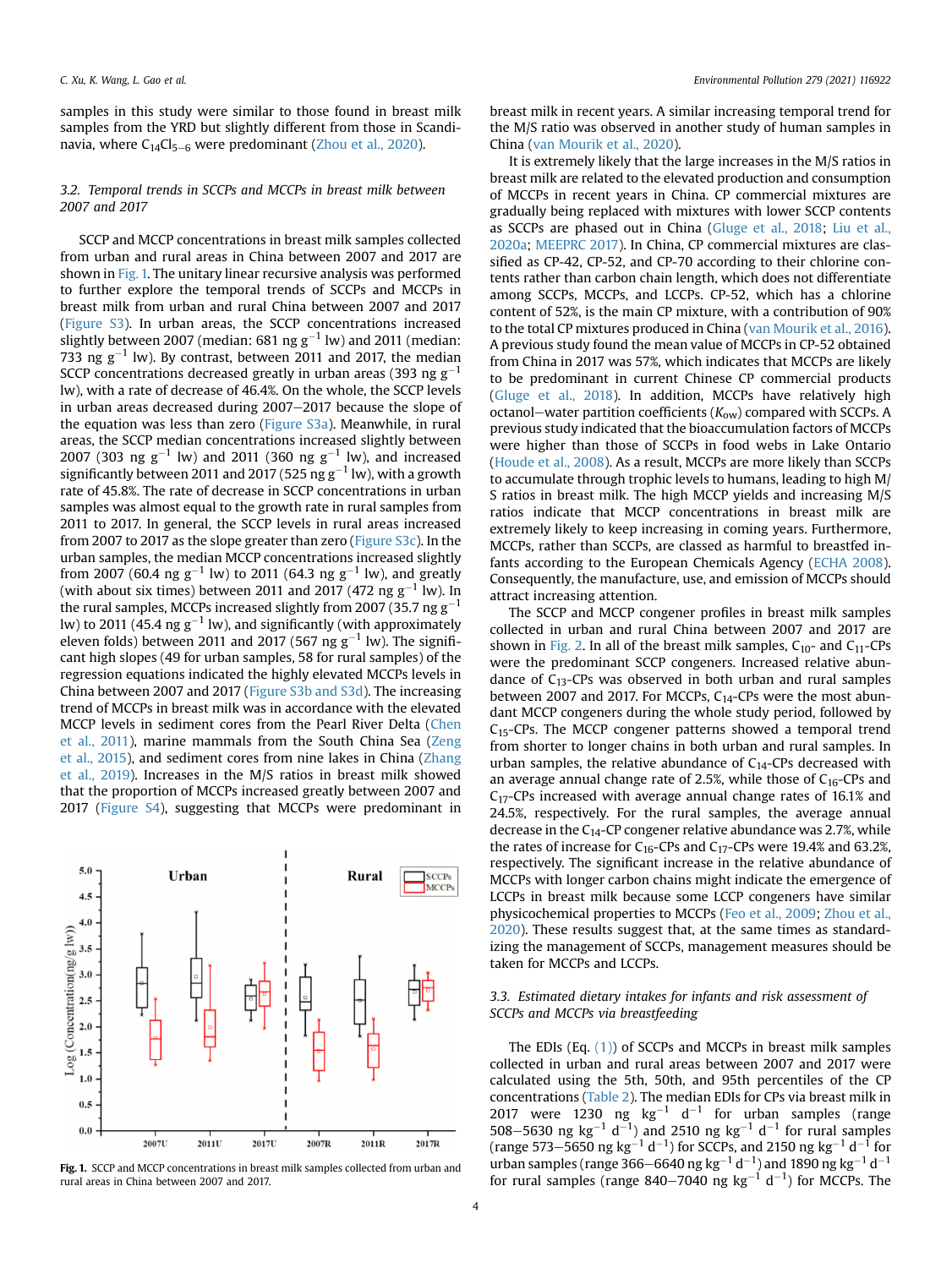samples in this study were similar to those found in breast milk samples from the YRD but slightly different from those in Scandinavia, where $C_{14}Cl_{5-6}$ were predominant (Zhou et al., 2020).

### 3.2. Temporal trends in SCCPs and MCCPs in breast milk between 2007 and 2017

SCCP and MCCP concentrations in breast milk samples collected from urban and rural areas in China between 2007 and 2017 are shown in Fig. 1. The unitary linear recursive analysis was performed to further explore the temporal trends of SCCPs and MCCPs in breast milk from urban and rural China between 2007 and 2017 (Figure S3). In urban areas, the SCCP concentrations increased slightly between 2007 (median: 681 ng $g^{-1}$ lw) and 2011 (median: 733 ng $g^{-1}$ lw). By contrast, between 2011 and 2017, the median SCCP concentrations decreased greatly in urban areas (393 ng $g^{-1}$ lw), with a rate of decrease of 46.4%. On the whole, the SCCP levels in urban areas decreased during 2007–2017 because the slope of the equation was less than zero (Figure S3a). Meanwhile, in rural areas, the SCCP median concentrations increased slightly between 2007 (303 ng $g^{-1}$ lw) and 2011 (360 ng $g^{-1}$ lw), and increased significantly between 2011 and 2017 (525 ng $g^{-1}$ lw), with a growth rate of 45.8%. The rate of decrease in SCCP concentrations in urban samples was almost equal to the growth rate in rural samples from 2011 to 2017. In general, the SCCP levels in rural areas increased from 2007 to 2017 as the slope greater than zero (Figure S3c). In the urban samples, the median MCCP concentrations increased slightly from 2007 (60.4 ng $g^{-1}$ lw) to 2011 (64.3 ng $g^{-1}$ lw), and greatly (with about six times) between 2011 and 2017 (472 ng $g^{-1}$ lw). In the rural samples, MCCPs increased slightly from 2007 (35.7 ng $g^{-1}$ lw) to 2011 (45.4 ng $g^{-1}$ lw), and significantly (with approximately eleven folds) between 2011 and 2017 (567 ng $g^{-1}$ lw). The significant high slopes (49 for urban samples, 58 for rural samples) of the regression equations indicated the highly elevated MCCPs levels in China between 2007 and 2017 (Figure S3b and S3d). The increasing trend of MCCPs in breast milk was in accordance with the elevated MCCP levels in sediment cores from the Pearl River Delta (Chen et al., 2011), marine mammals from the South China Sea (Zeng et al., 2015), and sediment cores from nine lakes in China (Zhang et al., 2019). Increases in the M/S ratios in breast milk showed that the proportion of MCCPs increased greatly between 2007 and 2017 (Figure S4), suggesting that MCCPs were predominant in breast milk in recent years. A similar increasing temporal trend for the M/S ratio was observed in another study of human samples in China (van Mourik et al., 2020).

**Fig. 1.** SCCP and MCCP concentrations in breast milk samples collected from urban and rural areas in China between 2007 and 2017.

It is extremely likely that the large increases in the M/S ratios in breast milk are related to the elevated production and consumption of MCCPs in recent years in China. CP commercial mixtures are gradually being replaced with mixtures with lower SCCP contents as SCCPs are phased out in China (Gluge et al., 2018; Liu et al., 2020a; MEEPRC 2017). In China, CP commercial mixtures are classified as CP-42, CP-52, and CP-70 according to their chlorine contents rather than carbon chain length, which does not differentiate among SCCPs, MCCPs, and LCCPs. CP-52, which has a chlorine content of 52%, is the main CP mixture, with a contribution of 90% to the total CP mixtures produced in China (van Mourik et al., 2016). A previous study found the mean value of MCCPs in CP-52 obtained from China in 2017 was 57%, which indicates that MCCPs are likely to be predominant in current Chinese CP commercial products (Gluge et al., 2018). In addition, MCCPs have relatively high octanol–water partition coefficients ($K_{ow}$) compared with SCCPs. A previous study indicated that the bioaccumulation factors of MCCPs were higher than those of SCCPs in food webs in Lake Ontario (Houde et al., 2008). As a result, MCCPs are more likely than SCCPs to accumulate through trophic levels to humans, leading to high M/S ratios in breast milk. The high MCCP yields and increasing M/S ratios indicate that MCCP concentrations in breast milk are extremely likely to keep increasing in coming years. Furthermore, MCCPs, rather than SCCPs, are classed as harmful to breastfed infants according to the European Chemicals Agency (ECHA 2008). Consequently, the manufacture, use, and emission of MCCPs should attract increasing attention.

The SCCP and MCCP congener profiles in breast milk samples collected in urban and rural China between 2007 and 2017 are shown in Fig. 2. In all of the breast milk samples, $C_{10}$- and $C_{11}$-CPs were the predominant SCCP congeners. Increased relative abundance of $C_{13}$-CPs was observed in both urban and rural samples between 2007 and 2017. For MCCPs, $C_{14}$-CPs were the most abundant MCCP congeners during the whole study period, followed by $C_{15}$-CPs. The MCCP congener patterns showed a temporal trend from shorter to longer chains in both urban and rural samples. In urban samples, the relative abundance of $C_{14}$-CPs decreased with an average annual change rate of 2.5%, while those of $C_{16}$-CPs and $C_{17}$-CPs increased with average annual change rates of 16.1% and 24.5%, respectively. For the rural samples, the average annual decrease in the $C_{14}$-CP congener relative abundance was 2.7%, while the rates of increase for $C_{16}$-CPs and $C_{17}$-CPs were 19.4% and 63.2%, respectively. The significant increase in the relative abundance of MCCPs with longer carbon chains might indicate the emergence of LCCPs in breast milk because some LCCP congeners have similar physicochemical properties to MCCPs (Feo et al., 2009; Zhou et al., 2020). These results suggest that, at the same times as standardizing the management of SCCPs, management measures should be taken for MCCPs and LCCPs.

### 3.3. Estimated dietary intakes for infants and risk assessment of SCCPs and MCCPs via breastfeeding

The EDIs (Eq. (1)) of SCCPs and MCCPs in breast milk samples collected in urban and rural areas between 2007 and 2017 were calculated using the 5th, 50th, and 95th percentiles of the CP concentrations (Table 2). The median EDIs for CPs via breast milk in 2017 were 1230 ng $kg^{-1}$ $d^{-1}$ for urban samples (range 508–5630 ng $kg^{-1}$ $d^{-1}$) and 2510 ng $kg^{-1}$ $d^{-1}$ for rural samples (range 573–5650 ng $kg^{-1}$ $d^{-1}$) for SCCPs, and 2150 ng $kg^{-1}$ $d^{-1}$ for urban samples (range 366–6640 ng $kg^{-1}$ $d^{-1}$) and 1890 ng $kg^{-1}$ $d^{-1}$ for rural samples (range 840–7040 ng $kg^{-1}$ $d^{-1}$) for MCCPs. The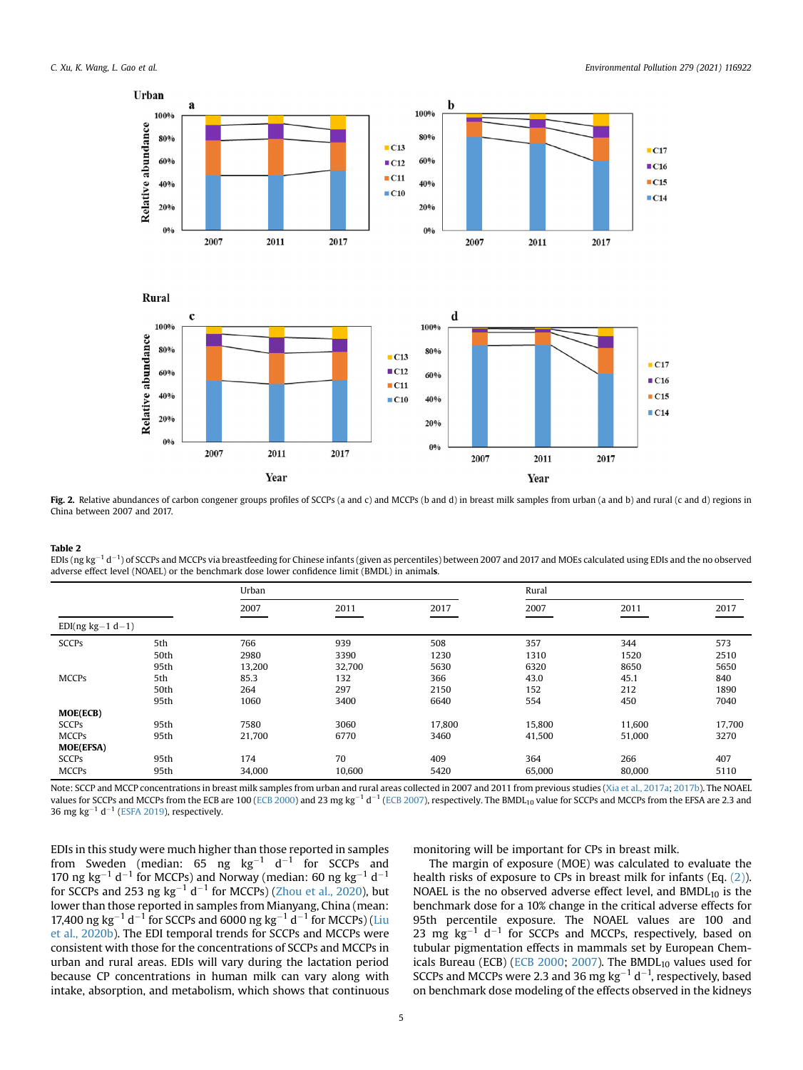Fig. 2. Relative abundances of carbon congener groups profiles of SCCPs (a and c) and MCCPs (b and d) in breast milk samples from urban (a and b) and rural (c and d) regions in China between 2007 and 2017.

**Table 2**
EDIs (ng $kg^{-1}$ $d^{-1}$) of SCCPs and MCCPs via breastfeeding for Chinese infants (given as percentiles) between 2007 and 2017 and MOEs calculated using EDIs and the no observed adverse effect level (NOAEL) or the benchmark dose lower confidence limit (BMDL) in animals.

| | | Urban | | | Rural | | |
|---|---|---|---|---|---|---|---|
| | | 2007 | 2011 | 2017 | 2007 | 2011 | 2017 |
| EDI(ng kg−1 d−1) | | | | | | | |
| SCCPs | 5th | 766 | 939 | 508 | 357 | 344 | 573 |
| | 50th | 2980 | 3390 | 1230 | 1310 | 1520 | 2510 |
| | 95th | 13,200 | 32,700 | 5630 | 6320 | 8650 | 5650 |
| MCCPs | 5th | 85.3 | 132 | 366 | 43.0 | 45.1 | 840 |
| | 50th | 264 | 297 | 2150 | 152 | 212 | 1890 |
| | 95th | 1060 | 3400 | 6640 | 554 | 450 | 7040 |
| **MOE(ECB)** | | | | | | | |
| SCCPs | 95th | 7580 | 3060 | 17,800 | 15,800 | 11,600 | 17,700 |
| MCCPs | 95th | 21,700 | 6770 | 3460 | 41,500 | 51,000 | 3270 |
| **MOE(EFSA)** | | | | | | | |
| SCCPs | 95th | 174 | 70 | 409 | 364 | 266 | 407 |
| MCCPs | 95th | 34,000 | 10,600 | 5420 | 65,000 | 80,000 | 5110 |

Note: SCCP and MCCP concentrations in breast milk samples from urban and rural areas collected in 2007 and 2011 from previous studies (Xia et al., 2017a; 2017b). The NOAEL values for SCCPs and MCCPs from the ECB are 100 (ECB 2000) and 23 mg $kg^{-1}$ $d^{-1}$ (ECB 2007), respectively. The $BMDL_{10}$ value for SCCPs and MCCPs from the EFSA are 2.3 and 36 mg $kg^{-1}$ $d^{-1}$ (ESFA 2019), respectively.

EDIs in this study were much higher than those reported in samples from Sweden (median: 65 ng $kg^{-1}$ $d^{-1}$ for SCCPs and 170 ng $kg^{-1}$ $d^{-1}$ for MCCPs) and Norway (median: 60 ng $kg^{-1}$ $d^{-1}$ for SCCPs and 253 ng $kg^{-1}$ $d^{-1}$ for MCCPs) (Zhou et al., 2020), but lower than those reported in samples from Mianyang, China (mean: 17,400 ng $kg^{-1}$ $d^{-1}$ for SCCPs and 6000 ng $kg^{-1}$ $d^{-1}$ for MCCPs) (Liu et al., 2020b). The EDI temporal trends for SCCPs and MCCPs were consistent with those for the concentrations of SCCPs and MCCPs in urban and rural areas. EDIs will vary during the lactation period because CP concentrations in human milk can vary along with intake, absorption, and metabolism, which shows that continuous monitoring will be important for CPs in breast milk.

The margin of exposure (MOE) was calculated to evaluate the health risks of exposure to CPs in breast milk for infants (Eq. (2)). NOAEL is the no observed adverse effect level, and $BMDL_{10}$ is the benchmark dose for a 10% change in the critical adverse effects for 95th percentile exposure. The NOAEL values are 100 and 23 mg $kg^{-1}$ $d^{-1}$ for SCCPs and MCCPs, respectively, based on tubular pigmentation effects in mammals set by European Chemicals Bureau (ECB) (ECB 2000; 2007). The $BMDL_{10}$ values used for SCCPs and MCCPs were 2.3 and 36 mg $kg^{-1}$ $d^{-1}$, respectively, based on benchmark dose modeling of the effects observed in the kidneys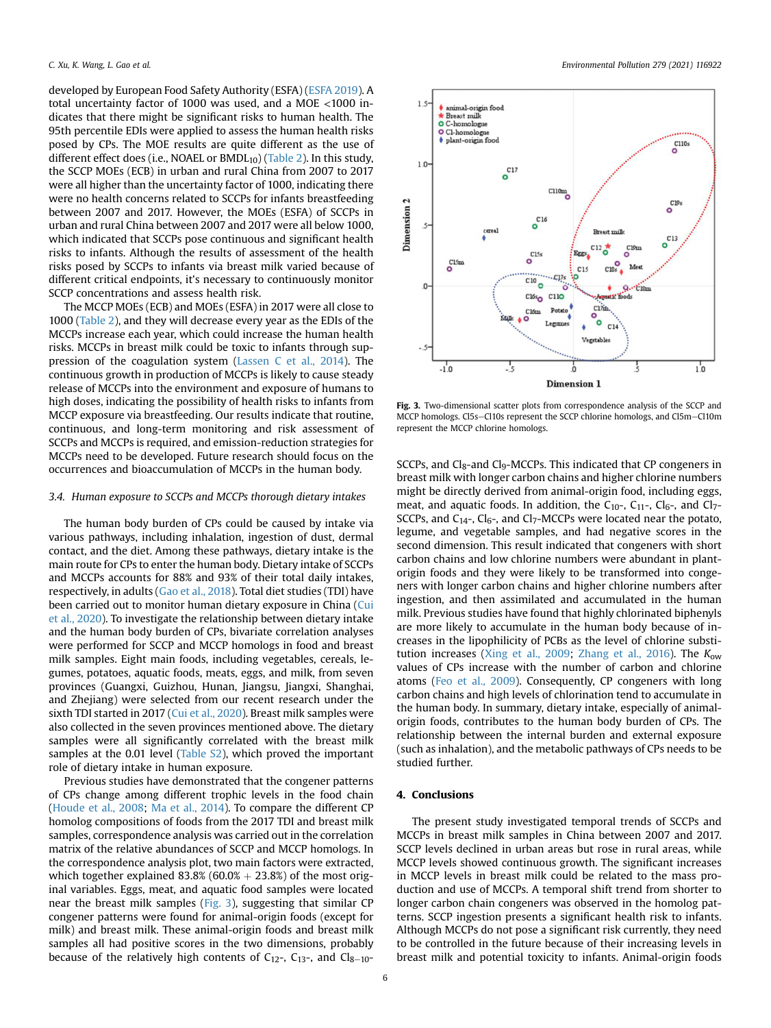developed by European Food Safety Authority (ESFA) (ESFA 2019). A total uncertainty factor of 1000 was used, and a MOE <1000 indicates that there might be significant risks to human health. The 95th percentile EDIs were applied to assess the human health risks posed by CPs. The MOE results are quite different as the use of different effect does (i.e., NOAEL or $BMDL_{10}$) (Table 2). In this study, the SCCP MOEs (ECB) in urban and rural China from 2007 to 2017 were all higher than the uncertainty factor of 1000, indicating there were no health concerns related to SCCPs for infants breastfeeding between 2007 and 2017. However, the MOEs (ESFA) of SCCPs in urban and rural China between 2007 and 2017 were all below 1000, which indicated that SCCPs pose continuous and significant health risks to infants. Although the results of assessment of the health risks posed by SCCPs to infants via breast milk varied because of different critical endpoints, it's necessary to continuously monitor SCCP concentrations and assess health risk.

The MCCP MOEs (ECB) and MOEs (ESFA) in 2017 were all close to 1000 (Table 2), and they will decrease every year as the EDIs of the MCCPs increase each year, which could increase the human health risks. MCCPs in breast milk could be toxic to infants through suppression of the coagulation system (Lassen C et al., 2014). The continuous growth in production of MCCPs is likely to cause steady release of MCCPs into the environment and exposure of humans to high doses, indicating the possibility of health risks to infants from MCCP exposure via breastfeeding. Our results indicate that routine, continuous, and long-term monitoring and risk assessment of SCCPs and MCCPs is required, and emission-reduction strategies for MCCPs need to be developed. Future research should focus on the occurrences and bioaccumulation of MCCPs in the human body.

### 3.4. Human exposure to SCCPs and MCCPs thorough dietary intakes

The human body burden of CPs could be caused by intake via various pathways, including inhalation, ingestion of dust, dermal contact, and the diet. Among these pathways, dietary intake is the main route for CPs to enter the human body. Dietary intake of SCCPs and MCCPs accounts for 88% and 93% of their total daily intakes, respectively, in adults (Gao et al., 2018). Total diet studies (TDI) have been carried out to monitor human dietary exposure in China (Cui et al., 2020). To investigate the relationship between dietary intake and the human body burden of CPs, bivariate correlation analyses were performed for SCCP and MCCP homologs in food and breast milk samples. Eight main foods, including vegetables, cereals, legumes, potatoes, aquatic foods, meats, eggs, and milk, from seven provinces (Guangxi, Guizhou, Hunan, Jiangsu, Jiangxi, Shanghai, and Zhejiang) were selected from our recent research under the sixth TDI started in 2017 (Cui et al., 2020). Breast milk samples were also collected in the seven provinces mentioned above. The dietary samples were all significantly correlated with the breast milk samples at the 0.01 level (Table S2), which proved the important role of dietary intake in human exposure.

Previous studies have demonstrated that the congener patterns of CPs change among different trophic levels in the food chain (Houde et al., 2008; Ma et al., 2014). To compare the different CP homolog compositions of foods from the 2017 TDI and breast milk samples, correspondence analysis was carried out in the correlation matrix of the relative abundances of SCCP and MCCP homologs. In the correspondence analysis plot, two main factors were extracted, which together explained 83.8% (60.0% + 23.8%) of the most original variables. Eggs, meat, and aquatic food samples were located near the breast milk samples (Fig. 3), suggesting that similar CP congener patterns were found for animal-origin foods (except for milk) and breast milk. These animal-origin foods and breast milk samples all had positive scores in the two dimensions, probably because of the relatively high contents of $C_{12}$-, $C_{13}$-, and $Cl_{8-10}$-SCCPs, and $Cl_8$-and $Cl_9$-MCCPs. This indicated that CP congeners in breast milk with longer carbon chains and higher chlorine numbers might be directly derived from animal-origin food, including eggs, meat, and aquatic foods. In addition, the $C_{10}$-, $C_{11}$-, $Cl_6$-, and $Cl_7$-SCCPs, and $C_{14}$-, $Cl_6$-, and $Cl_7$-MCCPs were located near the potato, legume, and vegetable samples, and had negative scores in the second dimension. This result indicated that congeners with short carbon chains and low chlorine numbers were abundant in plant-origin foods and they were likely to be transformed into congeners with longer carbon chains and higher chlorine numbers after ingestion, and then assimilated and accumulated in the human milk. Previous studies have found that highly chlorinated biphenyls are more likely to accumulate in the human body because of increases in the lipophilicity of PCBs as the level of chlorine substitution increases (Xing et al., 2009; Zhang et al., 2016). The $K_{ow}$ values of CPs increase with the number of carbon and chlorine atoms (Feo et al., 2009). Consequently, CP congeners with long carbon chains and high levels of chlorination tend to accumulate in the human body. In summary, dietary intake, especially of animal-origin foods, contributes to the human body burden of CPs. The relationship between the internal burden and external exposure (such as inhalation), and the metabolic pathways of CPs needs to be studied further.

**Fig. 3.** Two-dimensional scatter plots from correspondence analysis of the SCCP and MCCP homologs. Cl5s–Cl10s represent the SCCP chlorine homologs, and Cl5m–Cl10m represent the MCCP chlorine homologs.

## 4. Conclusions

The present study investigated temporal trends of SCCPs and MCCPs in breast milk samples in China between 2007 and 2017. SCCP levels declined in urban areas but rose in rural areas, while MCCP levels showed continuous growth. The significant increases in MCCP levels in breast milk could be related to the mass production and use of MCCPs. A temporal shift trend from shorter to longer carbon chain congeners was observed in the homolog patterns. SCCP ingestion presents a significant health risk to infants. Although MCCPs do not pose a significant risk currently, they need to be controlled in the future because of their increasing levels in breast milk and potential toxicity to infants. Animal-origin foods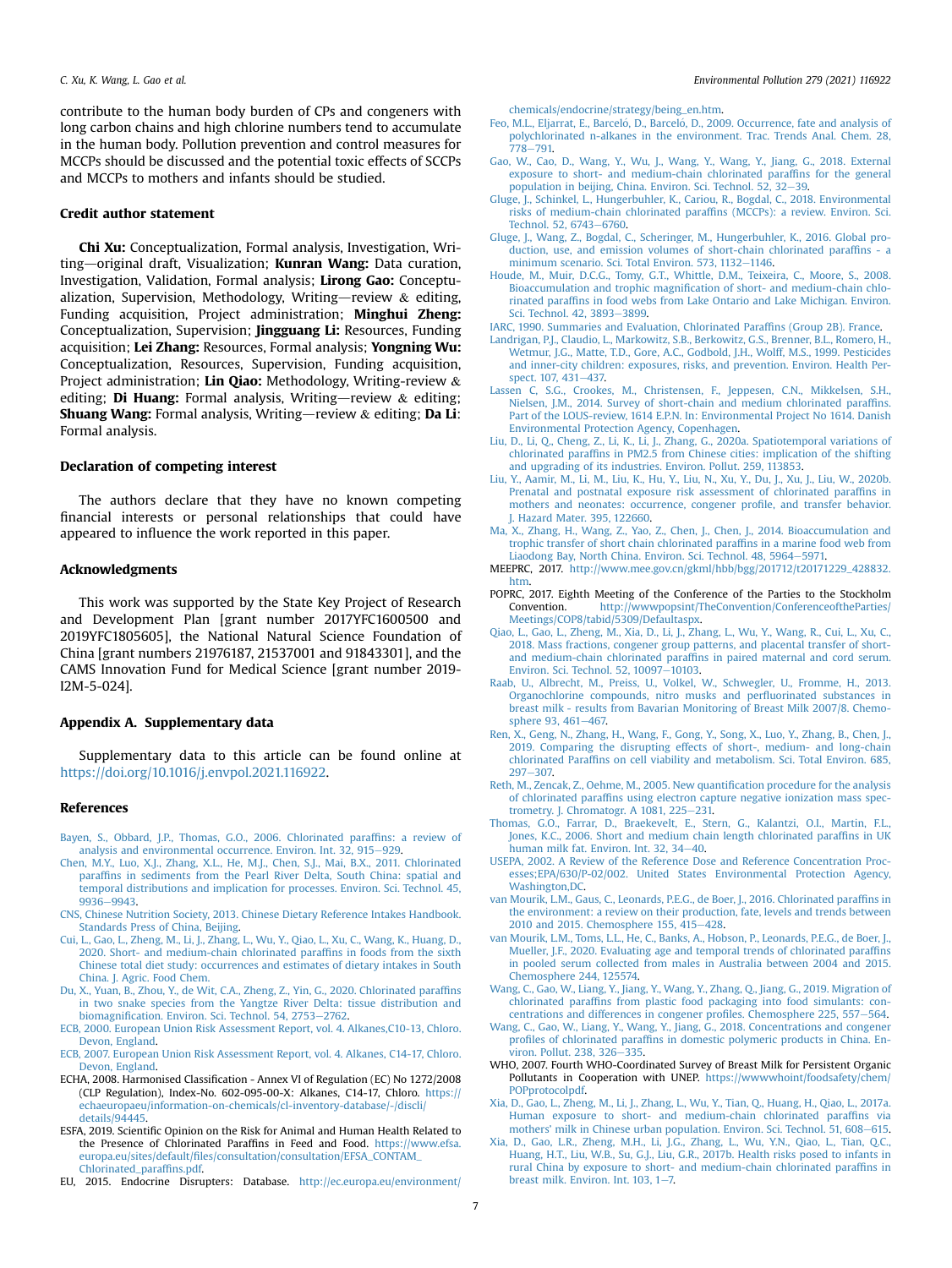contribute to the human body burden of CPs and congeners with long carbon chains and high chlorine numbers tend to accumulate in the human body. Pollution prevention and control measures for MCCPs should be discussed and the potential toxic effects of SCCPs and MCCPs to mothers and infants should be studied.

## Credit author statement

**Chi Xu:** Conceptualization, Formal analysis, Investigation, Writing—original draft, Visualization; **Kunran Wang:** Data curation, Investigation, Validation, Formal analysis; **Lirong Gao:** Conceptualization, Supervision, Methodology, Writing—review & editing, Funding acquisition, Project administration; **Minghui Zheng:** Conceptualization, Supervision; **Jingguang Li:** Resources, Funding acquisition; **Lei Zhang:** Resources, Formal analysis; **Yongning Wu:** Conceptualization, Resources, Supervision, Funding acquisition, Project administration; **Lin Qiao:** Methodology, Writing-review & editing; **Di Huang:** Formal analysis, Writing—review & editing; **Shuang Wang:** Formal analysis, Writing—review & editing; **Da Li**: Formal analysis.

## Declaration of competing interest

The authors declare that they have no known competing financial interests or personal relationships that could have appeared to influence the work reported in this paper.

## Acknowledgments

This work was supported by the State Key Project of Research and Development Plan [grant number 2017YFC1600500 and 2019YFC1805605], the National Natural Science Foundation of China [grant numbers 21976187, 21537001 and 91843301], and the CAMS Innovation Fund for Medical Science [grant number 2019-I2M-5-024].

## Appendix A. Supplementary data

Supplementary data to this article can be found online at https://doi.org/10.1016/j.envpol.2021.116922.

## References

Bayen, S., Obbard, J.P., Thomas, G.O., 2006. Chlorinated paraffins: a review of analysis and environmental occurrence. Environ. Int. 32, 915–929.

Chen, M.Y., Luo, X.J., Zhang, X.L., He, M.J., Chen, S.J., Mai, B.X., 2011. Chlorinated paraffins in sediments from the Pearl River Delta, South China: spatial and temporal distributions and implication for processes. Environ. Sci. Technol. 45, 9936–9943.

CNS, Chinese Nutrition Society, 2013. Chinese Dietary Reference Intakes Handbook. Standards Press of China, Beijing.

Cui, L., Gao, L., Zheng, M., Li, J., Zhang, L., Wu, Y., Qiao, L., Xu, C., Wang, K., Huang, D., 2020. Short- and medium-chain chlorinated paraffins in foods from the sixth Chinese total diet study: occurrences and estimates of dietary intakes in South China. J. Agric. Food Chem.

Du, X., Yuan, B., Zhou, Y., de Wit, C.A., Zheng, Z., Yin, G., 2020. Chlorinated paraffins in two snake species from the Yangtze River Delta: tissue distribution and biomagnification. Environ. Sci. Technol. 54, 2753–2762.

ECB, 2000. European Union Risk Assessment Report, vol. 4. Alkanes,C10-13, Chloro. Devon, England.

ECB, 2007. European Union Risk Assessment Report, vol. 4. Alkanes, C14-17, Chloro. Devon, England.

ECHA, 2008. Harmonised Classification - Annex VI of Regulation (EC) No 1272/2008 (CLP Regulation), Index-No. 602-095-00-X: Alkanes, C14-17, Chloro. https://echaeuropaeu/information-on-chemicals/cl-inventory-database/-/discli/details/94445.

ESFA, 2019. Scientific Opinion on the Risk for Animal and Human Health Related to the Presence of Chlorinated Paraffins in Feed and Food. https://www.efsa.europa.eu/sites/default/files/consultation/consultation/EFSA_CONTAM_Chlorinated_paraffins.pdf.

EU, 2015. Endocrine Disrupters: Database. http://ec.europa.eu/environment/chemicals/endocrine/strategy/being_en.htm.

Feo, M.L., Eljarrat, E., Barceló, D., Barceló, D., 2009. Occurrence, fate and analysis of polychlorinated n-alkanes in the environment. Trac. Trends Anal. Chem. 28, 778–791.

Gao, W., Cao, D., Wang, Y., Wu, J., Wang, Y., Wang, Y., Jiang, G., 2018. External exposure to short- and medium-chain chlorinated paraffins for the general population in beijing, China. Environ. Sci. Technol. 52, 32–39.

Gluge, J., Schinkel, L., Hungerbuhler, K., Cariou, R., Bogdal, C., 2018. Environmental risks of medium-chain chlorinated paraffins (MCCPs): a review. Environ. Sci. Technol. 52, 6743–6760.

Gluge, J., Wang, Z., Bogdal, C., Scheringer, M., Hungerbuhler, K., 2016. Global production, use, and emission volumes of short-chain chlorinated paraffins - a minimum scenario. Sci. Total Environ. 573, 1132–1146.

Houde, M., Muir, D.C.G., Tomy, G.T., Whittle, D.M., Teixeira, C., Moore, S., 2008. Bioaccumulation and trophic magnification of short- and medium-chain chlorinated paraffins in food webs from Lake Ontario and Lake Michigan. Environ. Sci. Technol. 42, 3893–3899.

IARC, 1990. Summaries and Evaluation, Chlorinated Paraffins (Group 2B). France.

Landrigan, P.J., Claudio, L., Markowitz, S.B., Berkowitz, G.S., Brenner, B.L., Romero, H., Wetmur, J.G., Matte, T.D., Gore, A.C., Godbold, J.H., Wolff, M.S., 1999. Pesticides and inner-city children: exposures, risks, and prevention. Environ. Health Perspect. 107, 431–437.

Lassen C, S.G., Crookes, M., Christensen, F., Jeppesen, C.N., Mikkelsen, S.H., Nielsen, J.M., 2014. Survey of short-chain and medium chlorinated paraffins. Part of the LOUS-review, 1614 E.P.N. In: Environmental Project No 1614. Danish Environmental Protection Agency, Copenhagen.

Liu, D., Li, Q., Cheng, Z., Li, K., Li, J., Zhang, G., 2020a. Spatiotemporal variations of chlorinated paraffins in PM2.5 from Chinese cities: implication of the shifting and upgrading of its industries. Environ. Pollut. 259, 113853.

Liu, Y., Aamir, M., Li, M., Liu, K., Hu, Y., Liu, N., Xu, Y., Du, J., Xu, J., Liu, W., 2020b. Prenatal and postnatal exposure risk assessment of chlorinated paraffins in mothers and neonates: occurrence, congener profile, and transfer behavior. J. Hazard Mater. 395, 122660.

Ma, X., Zhang, H., Wang, Z., Yao, Z., Chen, J., Chen, J., 2014. Bioaccumulation and trophic transfer of short chain chlorinated paraffins in a marine food web from Liaodong Bay, North China. Environ. Sci. Technol. 48, 5964–5971.

MEEPRC, 2017. http://www.mee.gov.cn/gkml/hbb/bgg/201712/t20171229_428832.htm.

POPRC, 2017. Eighth Meeting of the Conference of the Parties to the Stockholm Convention. http://wwwpopsint/TheConvention/ConferenceoftheParties/Meetings/COP8/tabid/5309/Defaultaspx.

Qiao, L., Gao, L., Zheng, M., Xia, D., Li, J., Zhang, L., Wu, Y., Wang, R., Cui, L., Xu, C., 2018. Mass fractions, congener group patterns, and placental transfer of short- and medium-chain chlorinated paraffins in paired maternal and cord serum. Environ. Sci. Technol. 52, 10097–10103.

Raab, U., Albrecht, M., Preiss, U., Volkel, W., Schwegler, U., Fromme, H., 2013. Organochlorine compounds, nitro musks and perfluorinated substances in breast milk - results from Bavarian Monitoring of Breast Milk 2007/8. Chemosphere 93, 461–467.

Ren, X., Geng, N., Zhang, H., Wang, F., Gong, Y., Song, X., Luo, Y., Zhang, B., Chen, J., 2019. Comparing the disrupting effects of short-, medium- and long-chain chlorinated Paraffins on cell viability and metabolism. Sci. Total Environ. 685, 297–307.

Reth, M., Zencak, Z., Oehme, M., 2005. New quantification procedure for the analysis of chlorinated paraffins using electron capture negative ionization mass spectrometry. J. Chromatogr. A 1081, 225–231.

Thomas, G.O., Farrar, D., Braekevelt, E., Stern, G., Kalantzi, O.I., Martin, F.L., Jones, K.C., 2006. Short and medium chain length chlorinated paraffins in UK human milk fat. Environ. Int. 32, 34–40.

USEPA, 2002. A Review of the Reference Dose and Reference Concentration Processes;EPA/630/P-02/002. United States Environmental Protection Agency, Washington,DC.

van Mourik, L.M., Gaus, C., Leonards, P.E.G., de Boer, J., 2016. Chlorinated paraffins in the environment: a review on their production, fate, levels and trends between 2010 and 2015. Chemosphere 155, 415–428.

van Mourik, L.M., Toms, L.L., He, C., Banks, A., Hobson, P., Leonards, P.E.G., de Boer, J., Mueller, J.F., 2020. Evaluating age and temporal trends of chlorinated paraffins in pooled serum collected from males in Australia between 2004 and 2015. Chemosphere 244, 125574.

Wang, C., Gao, W., Liang, Y., Jiang, Y., Wang, Y., Zhang, Q., Jiang, G., 2019. Migration of chlorinated paraffins from plastic food packaging into food simulants: concentrations and differences in congener profiles. Chemosphere 225, 557–564.

Wang, C., Gao, W., Liang, Y., Wang, Y., Jiang, G., 2018. Concentrations and congener profiles of chlorinated paraffins in domestic polymeric products in China. Environ. Pollut. 238, 326–335.

WHO, 2007. Fourth WHO-Coordinated Survey of Breast Milk for Persistent Organic Pollutants in Cooperation with UNEP. https://wwwwhoint/foodsafety/chem/POPprotocolpdf.

Xia, D., Gao, L., Zheng, M., Li, J., Zhang, L., Wu, Y., Tian, Q., Huang, H., Qiao, L., 2017a. Human exposure to short- and medium-chain chlorinated paraffins via mothers' milk in Chinese urban population. Environ. Sci. Technol. 51, 608–615.

Xia, D., Gao, L.R., Zheng, M.H., Li, J.G., Zhang, L., Wu, Y.N., Qiao, L., Tian, Q.C., Huang, H.T., Liu, W.B., Su, G.J., Liu, G.R., 2017b. Health risks posed to infants in rural China by exposure to short- and medium-chain chlorinated paraffins in breast milk. Environ. Int. 103, 1–7.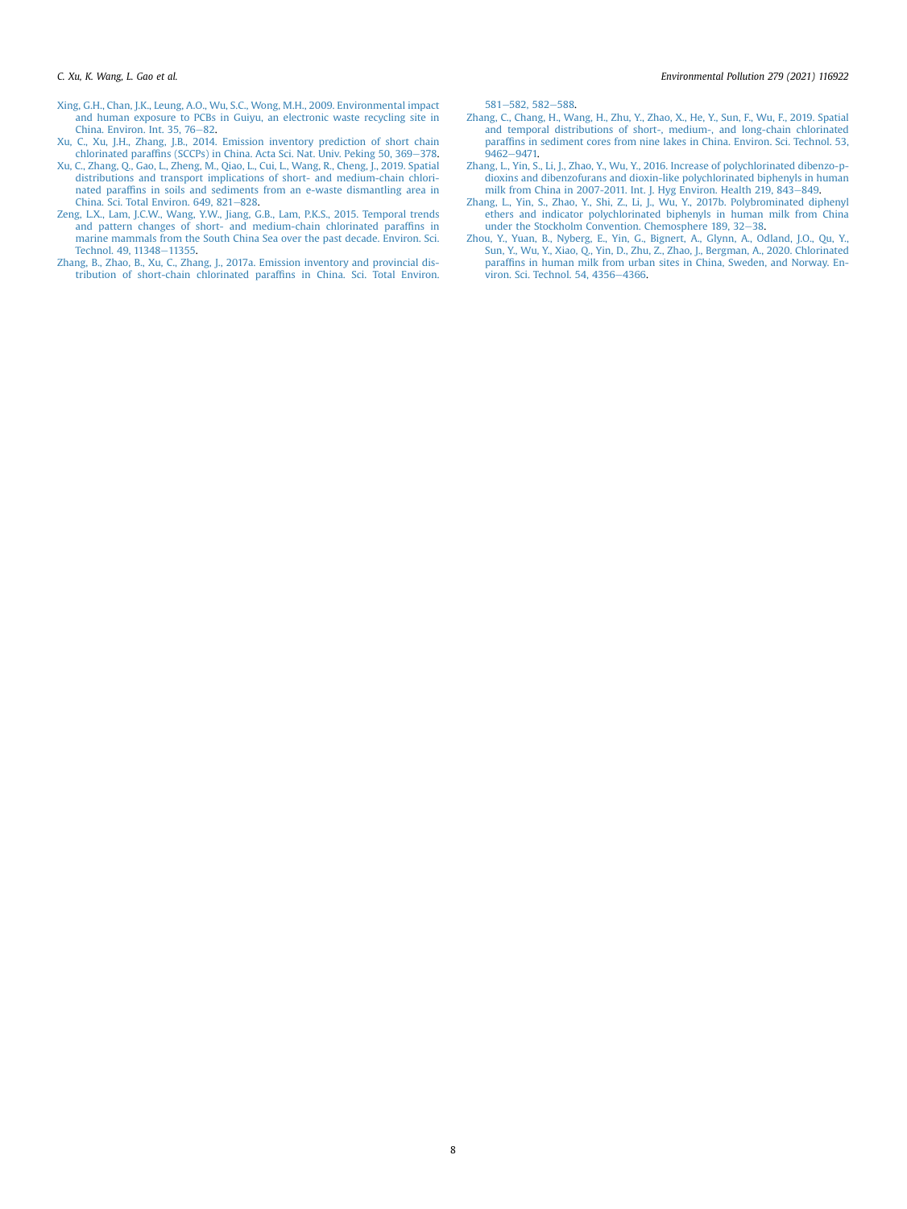Xing, G.H., Chan, J.K., Leung, A.O., Wu, S.C., Wong, M.H., 2009. Environmental impact and human exposure to PCBs in Guiyu, an electronic waste recycling site in China. Environ. Int. 35, 76–82.

Xu, C., Xu, J.H., Zhang, J.B., 2014. Emission inventory prediction of short chain chlorinated paraffins (SCCPs) in China. Acta Sci. Nat. Univ. Peking 50, 369–378.

Xu, C., Zhang, Q., Gao, L., Zheng, M., Qiao, L., Cui, L., Wang, R., Cheng, J., 2019. Spatial distributions and transport implications of short- and medium-chain chlorinated paraffins in soils and sediments from an e-waste dismantling area in China. Sci. Total Environ. 649, 821–828.

Zeng, L.X., Lam, J.C.W., Wang, Y.W., Jiang, G.B., Lam, P.K.S., 2015. Temporal trends and pattern changes of short- and medium-chain chlorinated paraffins in marine mammals from the South China Sea over the past decade. Environ. Sci. Technol. 49, 11348–11355.

Zhang, B., Zhao, B., Xu, C., Zhang, J., 2017a. Emission inventory and provincial distribution of short-chain chlorinated paraffins in China. Sci. Total Environ. 581–582, 582–588.

Zhang, C., Chang, H., Wang, H., Zhu, Y., Zhao, X., He, Y., Sun, F., Wu, F., 2019. Spatial and temporal distributions of short-, medium-, and long-chain chlorinated paraffins in sediment cores from nine lakes in China. Environ. Sci. Technol. 53, 9462–9471.

Zhang, L., Yin, S., Li, J., Zhao, Y., Wu, Y., 2016. Increase of polychlorinated dibenzo-p-dioxins and dibenzofurans and dioxin-like polychlorinated biphenyls in human milk from China in 2007-2011. Int. J. Hyg Environ. Health 219, 843–849.

Zhang, L., Yin, S., Zhao, Y., Shi, Z., Li, J., Wu, Y., 2017b. Polybrominated diphenyl ethers and indicator polychlorinated biphenyls in human milk from China under the Stockholm Convention. Chemosphere 189, 32–38.

Zhou, Y., Yuan, B., Nyberg, E., Yin, G., Bignert, A., Glynn, A., Odland, J.O., Qu, Y., Sun, Y., Wu, Y., Xiao, Q., Yin, D., Zhu, Z., Zhao, J., Bergman, A., 2020. Chlorinated paraffins in human milk from urban sites in China, Sweden, and Norway. Environ. Sci. Technol. 54, 4356–4366.